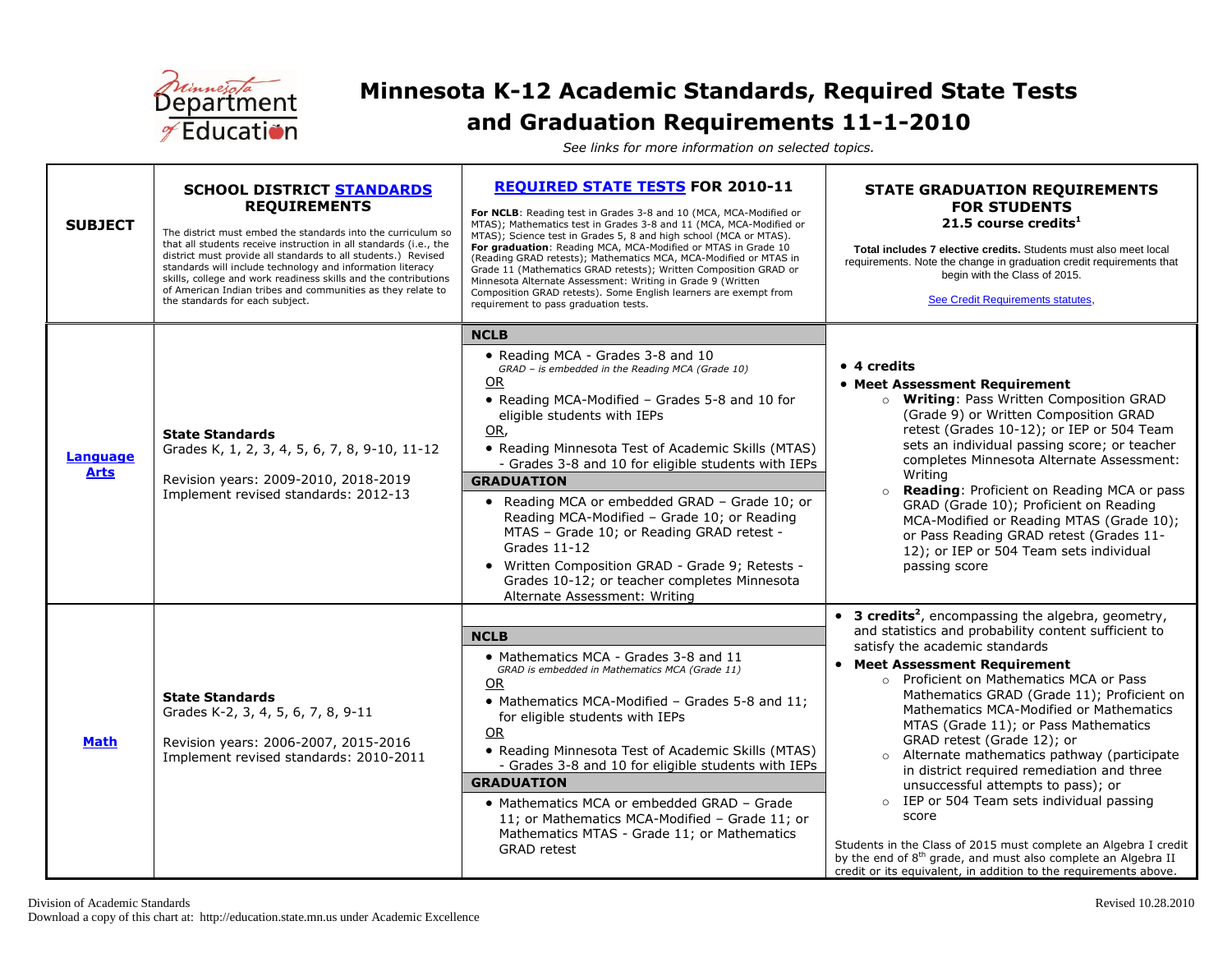# Minnesota K-12 Academic Standards, Required State Tests and Graduation Requirements 11-1-2010

*See links for more information on selected topics.*

| SUBJECT | SCHOOL DISTRICT STANDARDS REQUIREMENTS<br><br>The district must embed the standards into the curriculum so that all students receive instruction in all standards (i.e., the district must provide all standards to all students.) Revised standards will include technology and information literacy skills, college and work readiness skills and the contributions of American Indian tribes and communities as they relate to the standards for each subject. | REQUIRED STATE TESTS FOR 2010-11<br><br>**For NCLB**: Reading test in Grades 3-8 and 10 (MCA, MCA-Modified or MTAS); Mathematics test in Grades 3-8 and 11 (MCA, MCA-Modified or MTAS); Science test in Grades 5, 8 and high school (MCA or MTAS).<br>**For graduation**: Reading MCA, MCA-Modified or MTAS in Grade 10 (Reading GRAD retests); Mathematics MCA, MCA-Modified or MTAS in Grade 11 (Mathematics GRAD retests); Written Composition GRAD or Minnesota Alternate Assessment: Writing in Grade 9 (Written Composition GRAD retests). Some English learners are exempt from requirement to pass graduation tests. | STATE GRADUATION REQUIREMENTS FOR STUDENTS<br>**21.5 course credits**[1]<br><br>**Total includes 7 elective credits.** Students must also meet local requirements. Note the change in graduation credit requirements that begin with the Class of 2015.<br><br>See Credit Requirements statutes, |
|---|---|---|---|
| **Language Arts** | **State Standards**<br>Grades K, 1, 2, 3, 4, 5, 6, 7, 8, 9-10, 11-12<br><br>Revision years: 2009-2010, 2018-2019<br>Implement revised standards: 2012-13 | **NCLB**<br>• Reading MCA - Grades 3-8 and 10<br>*GRAD – is embedded in the Reading MCA (Grade 10)*<br>OR<br>• Reading MCA-Modified – Grades 5-8 and 10 for eligible students with IEPs<br>OR,<br>• Reading Minnesota Test of Academic Skills (MTAS) - Grades 3-8 and 10 for eligible students with IEPs<br>**GRADUATION**<br>• Reading MCA or embedded GRAD – Grade 10; or Reading MCA-Modified – Grade 10; or Reading MTAS – Grade 10; or Reading GRAD retest - Grades 11-12<br>• Written Composition GRAD - Grade 9; Retests - Grades 10-12; or teacher completes Minnesota Alternate Assessment: Writing | • **4 credits**<br>• **Meet Assessment Requirement**<br>○ **Writing**: Pass Written Composition GRAD (Grade 9) or Written Composition GRAD retest (Grades 10-12); or IEP or 504 Team sets an individual passing score; or teacher completes Minnesota Alternate Assessment: Writing<br>○ **Reading**: Proficient on Reading MCA or pass GRAD (Grade 10); Proficient on Reading MCA-Modified or Reading MTAS (Grade 10); or Pass Reading GRAD retest (Grades 11-12); or IEP or 504 Team sets individual passing score |
| **Math** | **State Standards**<br>Grades K-2, 3, 4, 5, 6, 7, 8, 9-11<br><br>Revision years: 2006-2007, 2015-2016<br>Implement revised standards: 2010-2011 | **NCLB**<br>• Mathematics MCA - Grades 3-8 and 11<br>*GRAD is embedded in Mathematics MCA (Grade 11)*<br>OR<br>• Mathematics MCA-Modified – Grades 5-8 and 11; for eligible students with IEPs<br>OR<br>• Reading Minnesota Test of Academic Skills (MTAS) - Grades 3-8 and 10 for eligible students with IEPs<br>**GRADUATION**<br>• Mathematics MCA or embedded GRAD – Grade 11; or Mathematics MCA-Modified – Grade 11; or Mathematics MTAS - Grade 11; or Mathematics GRAD retest | • **3 credits**[2], encompassing the algebra, geometry, and statistics and probability content sufficient to satisfy the academic standards<br>• **Meet Assessment Requirement**<br>○ Proficient on Mathematics MCA or Pass Mathematics GRAD (Grade 11); Proficient on Mathematics MCA-Modified or Mathematics MTAS (Grade 11); or Pass Mathematics GRAD retest (Grade 12); or<br>○ Alternate mathematics pathway (participate in district required remediation and three unsuccessful attempts to pass); or<br>○ IEP or 504 Team sets individual passing score<br><br>Students in the Class of 2015 must complete an Algebra I credit by the end of 8th grade, and must also complete an Algebra II credit or its equivalent, in addition to the requirements above. |

Division of Academic Standards
Download a copy of this chart at: http://education.state.mn.us under Academic Excellence

Revised 10.28.2010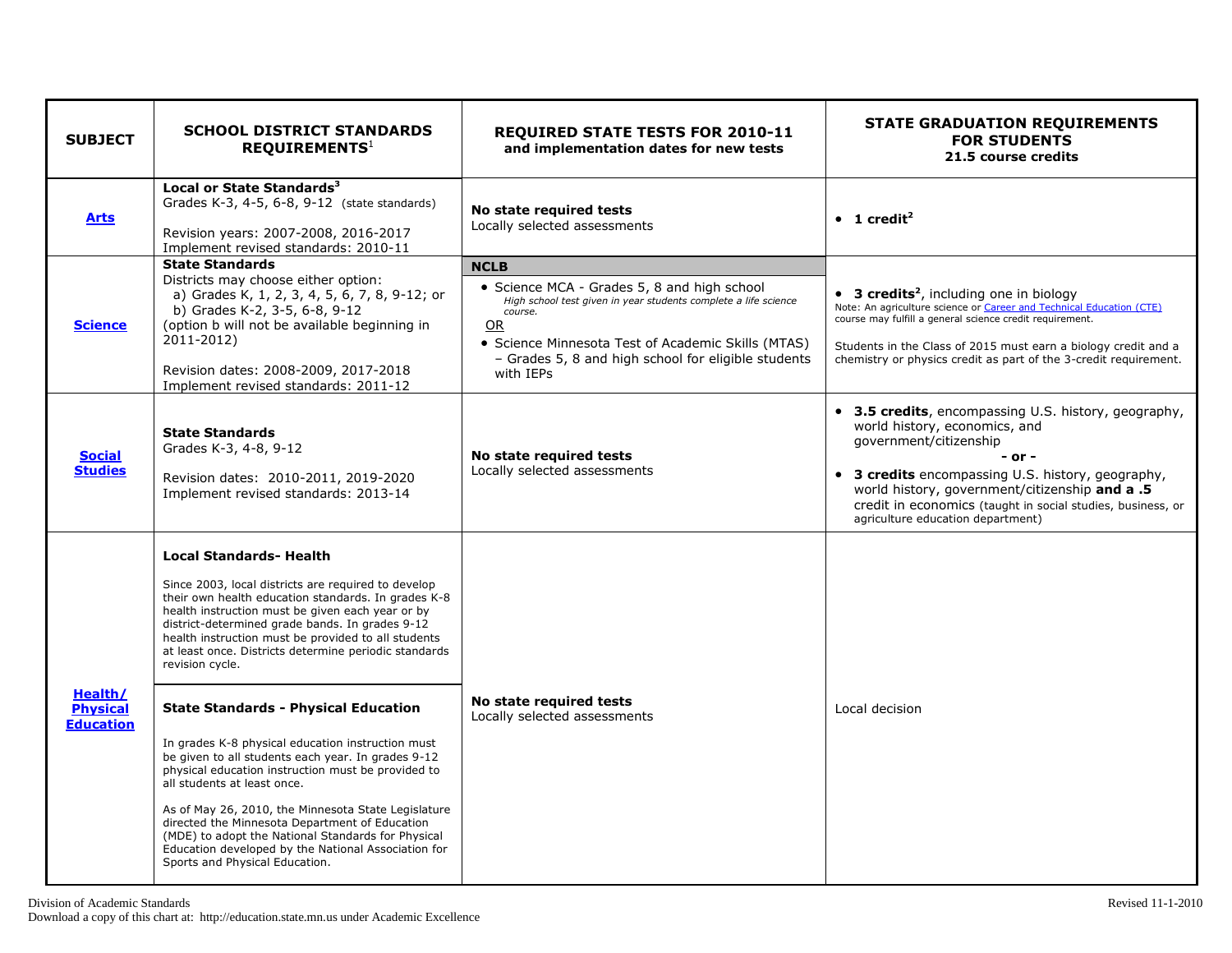| SUBJECT | SCHOOL DISTRICT STANDARDS REQUIREMENTS[1] | REQUIRED STATE TESTS FOR 2010-11 and implementation dates for new tests | STATE GRADUATION REQUIREMENTS FOR STUDENTS 21.5 course credits |
|---|---|---|---|
| **Arts** | **Local or State Standards[3]**<br>Grades K-3, 4-5, 6-8, 9-12 (state standards)<br><br>Revision years: 2007-2008, 2016-2017<br>Implement revised standards: 2010-11 | **No state required tests**<br>Locally selected assessments | • **1 credit[2]** |
| **Science** | **State Standards**<br>Districts may choose either option:<br>a) Grades K, 1, 2, 3, 4, 5, 6, 7, 8, 9-12; or<br>b) Grades K-2, 3-5, 6-8, 9-12<br>(option b will not be available beginning in 2011-2012)<br><br>Revision dates: 2008-2009, 2017-2018<br>Implement revised standards: 2011-12 | **NCLB**<br>• Science MCA - Grades 5, 8 and high school<br>*High school test given in year students complete a life science course.*<br>OR<br>• Science Minnesota Test of Academic Skills (MTAS) – Grades 5, 8 and high school for eligible students with IEPs | • **3 credits[2]**, including one in biology<br>Note: An agriculture science or Career and Technical Education (CTE) course may fulfill a general science credit requirement.<br><br>Students in the Class of 2015 must earn a biology credit and a chemistry or physics credit as part of the 3-credit requirement. |
| **Social Studies** | **State Standards**<br>Grades K-3, 4-8, 9-12<br><br>Revision dates: 2010-2011, 2019-2020<br>Implement revised standards: 2013-14 | **No state required tests**<br>Locally selected assessments | • **3.5 credits**, encompassing U.S. history, geography, world history, economics, and government/citizenship<br>**- or -**<br>• **3 credits** encompassing U.S. history, geography, world history, government/citizenship **and a .5** credit in economics (taught in social studies, business, or agriculture education department) |
| **Health/ Physical Education** | **Local Standards- Health**<br><br>Since 2003, local districts are required to develop their own health education standards. In grades K-8 health instruction must be given each year or by district-determined grade bands. In grades 9-12 health instruction must be provided to all students at least once. Districts determine periodic standards revision cycle.<br><br>**State Standards - Physical Education**<br><br>In grades K-8 physical education instruction must be given to all students each year. In grades 9-12 physical education instruction must be provided to all students at least once.<br><br>As of May 26, 2010, the Minnesota State Legislature directed the Minnesota Department of Education (MDE) to adopt the National Standards for Physical Education developed by the National Association for Sports and Physical Education. | **No state required tests**<br>Locally selected assessments | Local decision |

Division of Academic Standards
Download a copy of this chart at: http://education.state.mn.us under Academic Excellence

Revised 11-1-2010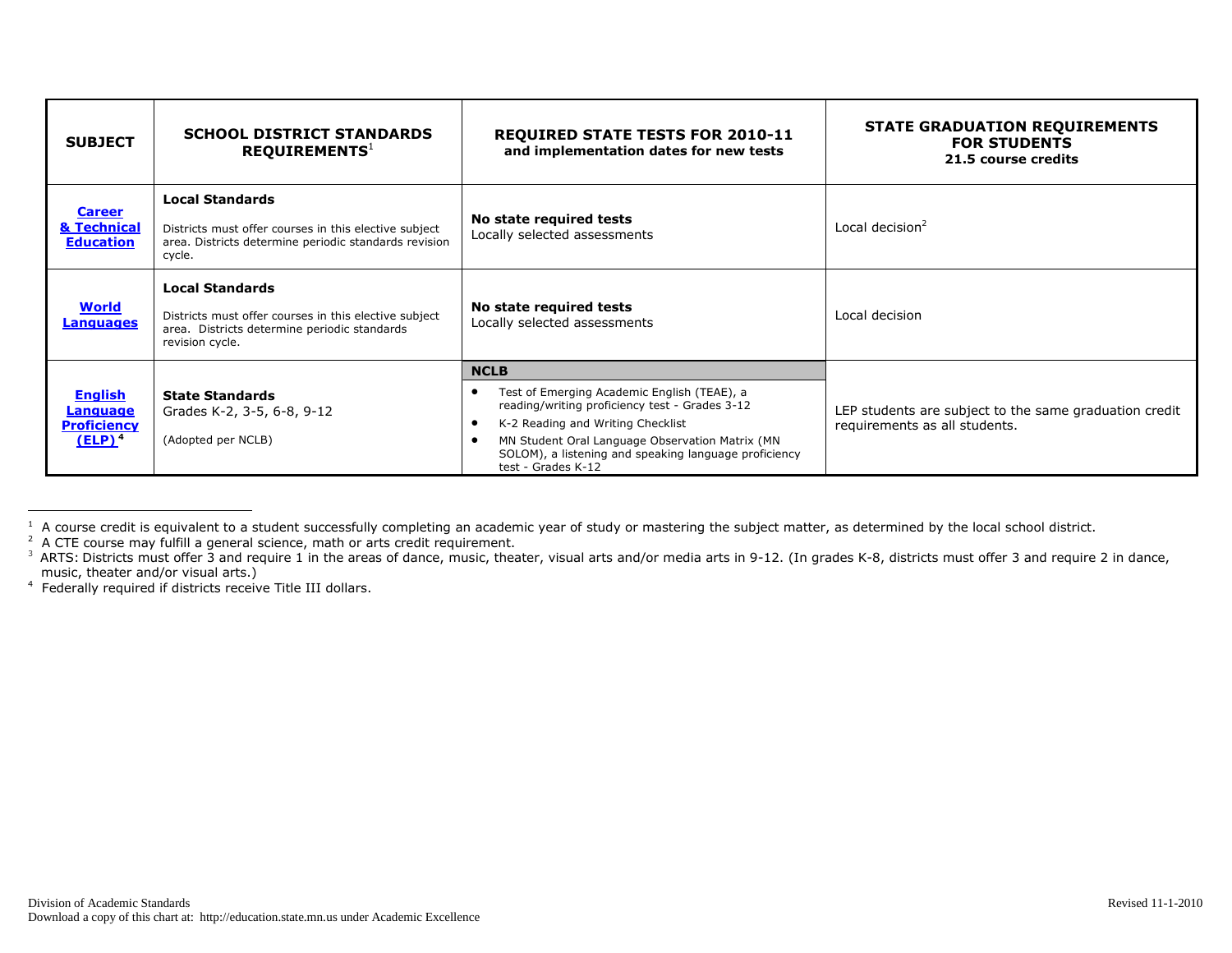| SUBJECT | SCHOOL DISTRICT STANDARDS REQUIREMENTS[1] | REQUIRED STATE TESTS FOR 2010-11 and implementation dates for new tests | STATE GRADUATION REQUIREMENTS FOR STUDENTS 21.5 course credits |
|---|---|---|---|
| **Career & Technical Education** | **Local Standards** Districts must offer courses in this elective subject area. Districts determine periodic standards revision cycle. | **No state required tests** Locally selected assessments | Local decision[2] |
| **World Languages** | **Local Standards** Districts must offer courses in this elective subject area. Districts determine periodic standards revision cycle. | **No state required tests** Locally selected assessments | Local decision |
| **English Language Proficiency (ELP)** [4] | **State Standards** Grades K-2, 3-5, 6-8, 9-12 (Adopted per NCLB) | **NCLB** • Test of Emerging Academic English (TEAE), a reading/writing proficiency test - Grades 3-12 • K-2 Reading and Writing Checklist • MN Student Oral Language Observation Matrix (MN SOLOM), a listening and speaking language proficiency test - Grades K-12 | LEP students are subject to the same graduation credit requirements as all students. |

[1] A course credit is equivalent to a student successfully completing an academic year of study or mastering the subject matter, as determined by the local school district.
[2] A CTE course may fulfill a general science, math or arts credit requirement.
[3] ARTS: Districts must offer 3 and require 1 in the areas of dance, music, theater, visual arts and/or media arts in 9-12. (In grades K-8, districts must offer 3 and require 2 in dance, music, theater and/or visual arts.)
[4] Federally required if districts receive Title III dollars.

Division of Academic Standards
Download a copy of this chart at: http://education.state.mn.us under Academic Excellence

Revised 11-1-2010